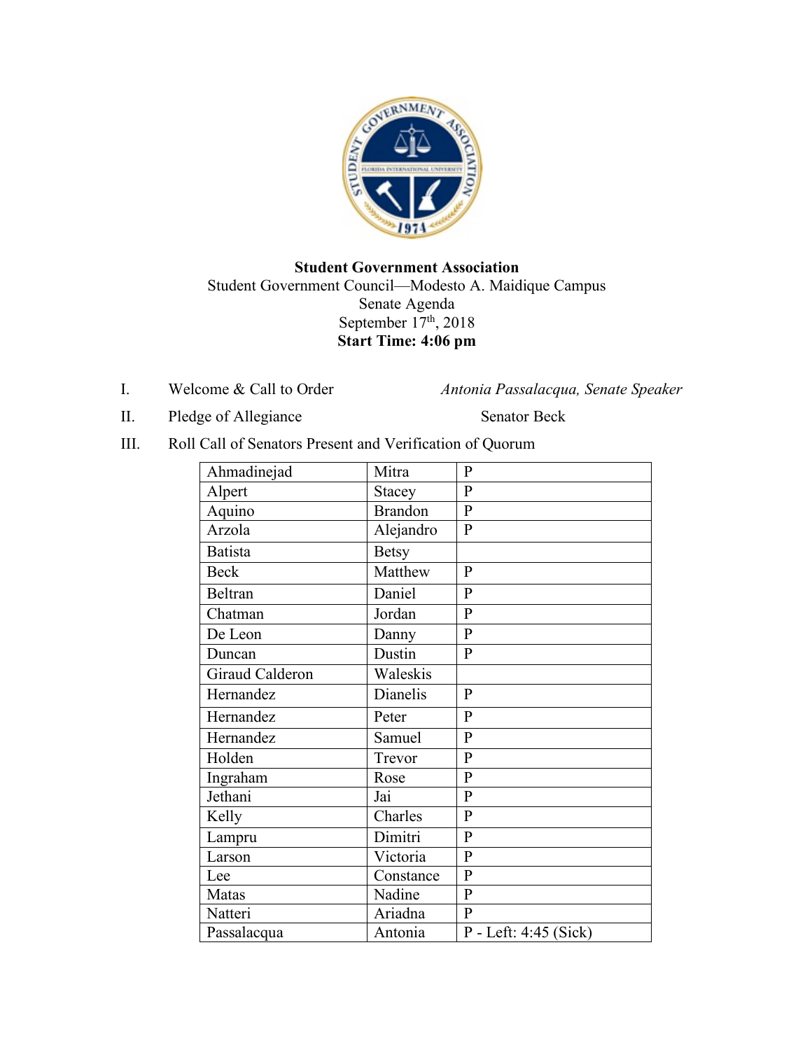**Student Government Association**
Student Government Council—Modesto A. Maidique Campus
Senate Agenda
September 17th, 2018
**Start Time: 4:06 pm**

I. Welcome & Call to Order — *Antonia Passalacqua, Senate Speaker*

II. Pledge of Allegiance — Senator Beck

III. Roll Call of Senators Present and Verification of Quorum

| | | |
|---|---|---|
| Ahmadinejad | Mitra | P |
| Alpert | Stacey | P |
| Aquino | Brandon | P |
| Arzola | Alejandro | P |
| Batista | Betsy | |
| Beck | Matthew | P |
| Beltran | Daniel | P |
| Chatman | Jordan | P |
| De Leon | Danny | P |
| Duncan | Dustin | P |
| Giraud Calderon | Waleskis | |
| Hernandez | Dianelis | P |
| Hernandez | Peter | P |
| Hernandez | Samuel | P |
| Holden | Trevor | P |
| Ingraham | Rose | P |
| Jethani | Jai | P |
| Kelly | Charles | P |
| Lampru | Dimitri | P |
| Larson | Victoria | P |
| Lee | Constance | P |
| Matas | Nadine | P |
| Natteri | Ariadna | P |
| Passalacqua | Antonia | P - Left: 4:45 (Sick) |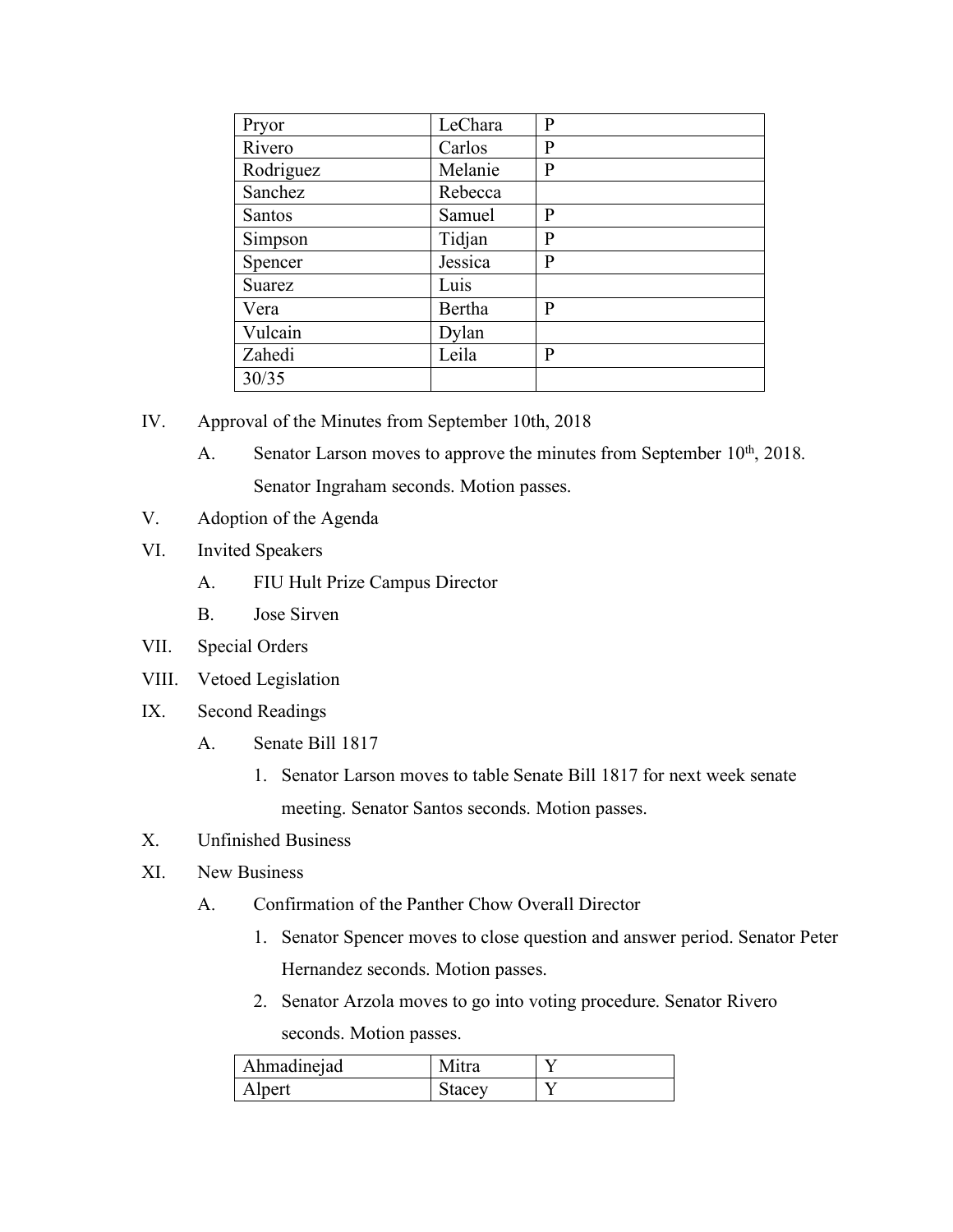| Pryor | LeChara | P |
|---|---|---|
| Rivero | Carlos | P |
| Rodriguez | Melanie | P |
| Sanchez | Rebecca | |
| Santos | Samuel | P |
| Simpson | Tidjan | P |
| Spencer | Jessica | P |
| Suarez | Luis | |
| Vera | Bertha | P |
| Vulcain | Dylan | |
| Zahedi | Leila | P |
| 30/35 | | |

IV. Approval of the Minutes from September 10th, 2018

  A. Senator Larson moves to approve the minutes from September 10th, 2018. Senator Ingraham seconds. Motion passes.

V. Adoption of the Agenda

VI. Invited Speakers

  A. FIU Hult Prize Campus Director

  B. Jose Sirven

VII. Special Orders

VIII. Vetoed Legislation

IX. Second Readings

  A. Senate Bill 1817

    1. Senator Larson moves to table Senate Bill 1817 for next week senate meeting. Senator Santos seconds. Motion passes.

X. Unfinished Business

XI. New Business

  A. Confirmation of the Panther Chow Overall Director

    1. Senator Spencer moves to close question and answer period. Senator Peter Hernandez seconds. Motion passes.

    2. Senator Arzola moves to go into voting procedure. Senator Rivero seconds. Motion passes.

| Ahmadinejad | Mitra | Y |
|---|---|---|
| Alpert | Stacey | Y |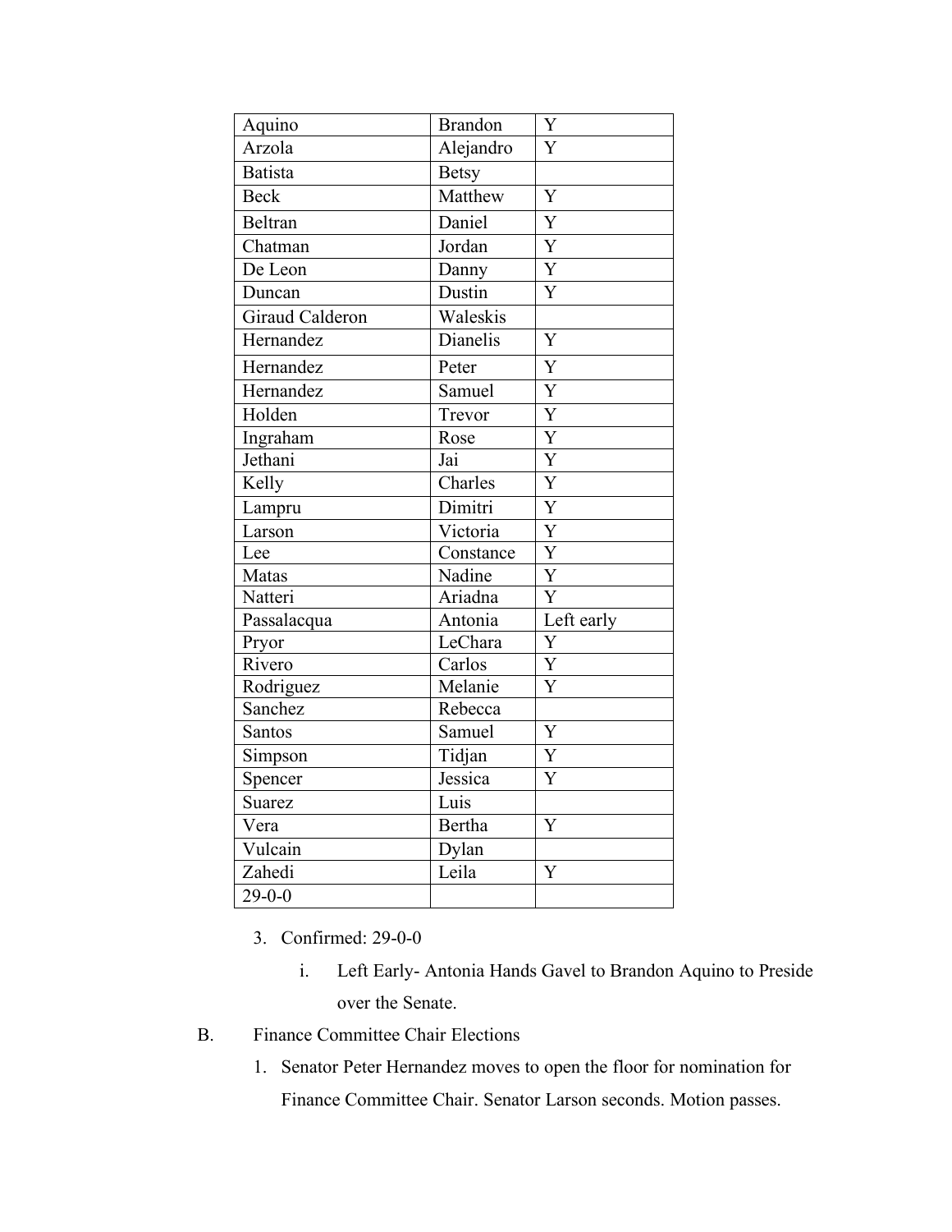| Aquino | Brandon | Y |
|---|---|---|
| Arzola | Alejandro | Y |
| Batista | Betsy | |
| Beck | Matthew | Y |
| Beltran | Daniel | Y |
| Chatman | Jordan | Y |
| De Leon | Danny | Y |
| Duncan | Dustin | Y |
| Giraud Calderon | Waleskis | |
| Hernandez | Dianelis | Y |
| Hernandez | Peter | Y |
| Hernandez | Samuel | Y |
| Holden | Trevor | Y |
| Ingraham | Rose | Y |
| Jethani | Jai | Y |
| Kelly | Charles | Y |
| Lampru | Dimitri | Y |
| Larson | Victoria | Y |
| Lee | Constance | Y |
| Matas | Nadine | Y |
| Natteri | Ariadna | Y |
| Passalacqua | Antonia | Left early |
| Pryor | LeChara | Y |
| Rivero | Carlos | Y |
| Rodriguez | Melanie | Y |
| Sanchez | Rebecca | |
| Santos | Samuel | Y |
| Simpson | Tidjan | Y |
| Spencer | Jessica | Y |
| Suarez | Luis | |
| Vera | Bertha | Y |
| Vulcain | Dylan | |
| Zahedi | Leila | Y |
| 29-0-0 | | |

3. Confirmed: 29-0-0
    i. Left Early- Antonia Hands Gavel to Brandon Aquino to Preside over the Senate.

B. Finance Committee Chair Elections

1. Senator Peter Hernandez moves to open the floor for nomination for Finance Committee Chair. Senator Larson seconds. Motion passes.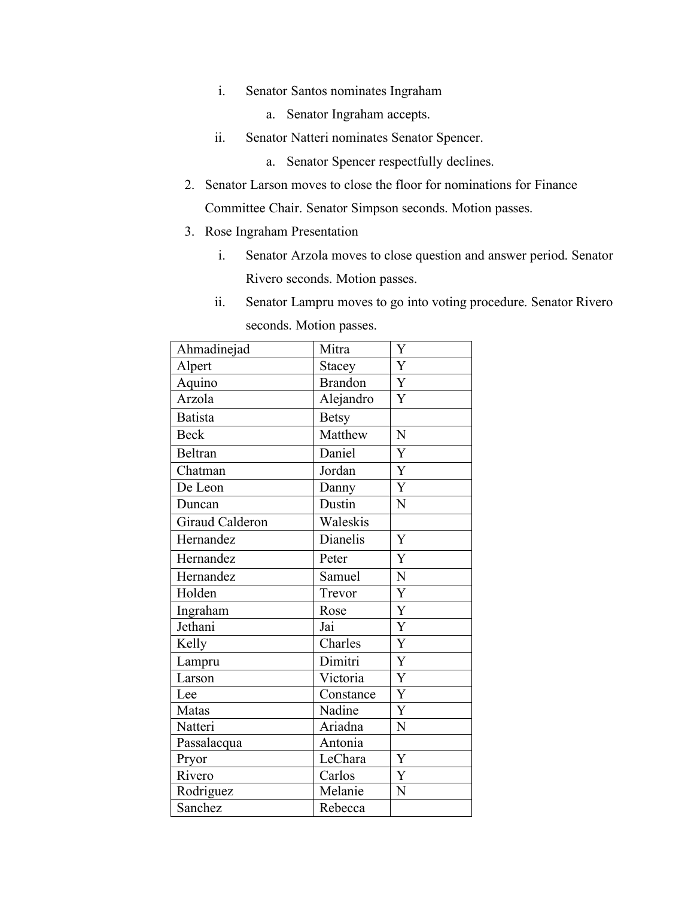i. Senator Santos nominates Ingraham
    a. Senator Ingraham accepts.
ii. Senator Natteri nominates Senator Spencer.
    a. Senator Spencer respectfully declines.

2. Senator Larson moves to close the floor for nominations for Finance Committee Chair. Senator Simpson seconds. Motion passes.
3. Rose Ingraham Presentation
    i. Senator Arzola moves to close question and answer period. Senator Rivero seconds. Motion passes.
    ii. Senator Lampru moves to go into voting procedure. Senator Rivero seconds. Motion passes.

| | | |
|---|---|---|
| Ahmadinejad | Mitra | Y |
| Alpert | Stacey | Y |
| Aquino | Brandon | Y |
| Arzola | Alejandro | Y |
| Batista | Betsy | |
| Beck | Matthew | N |
| Beltran | Daniel | Y |
| Chatman | Jordan | Y |
| De Leon | Danny | Y |
| Duncan | Dustin | N |
| Giraud Calderon | Waleskis | |
| Hernandez | Dianelis | Y |
| Hernandez | Peter | Y |
| Hernandez | Samuel | N |
| Holden | Trevor | Y |
| Ingraham | Rose | Y |
| Jethani | Jai | Y |
| Kelly | Charles | Y |
| Lampru | Dimitri | Y |
| Larson | Victoria | Y |
| Lee | Constance | Y |
| Matas | Nadine | Y |
| Natteri | Ariadna | N |
| Passalacqua | Antonia | |
| Pryor | LeChara | Y |
| Rivero | Carlos | Y |
| Rodriguez | Melanie | N |
| Sanchez | Rebecca | |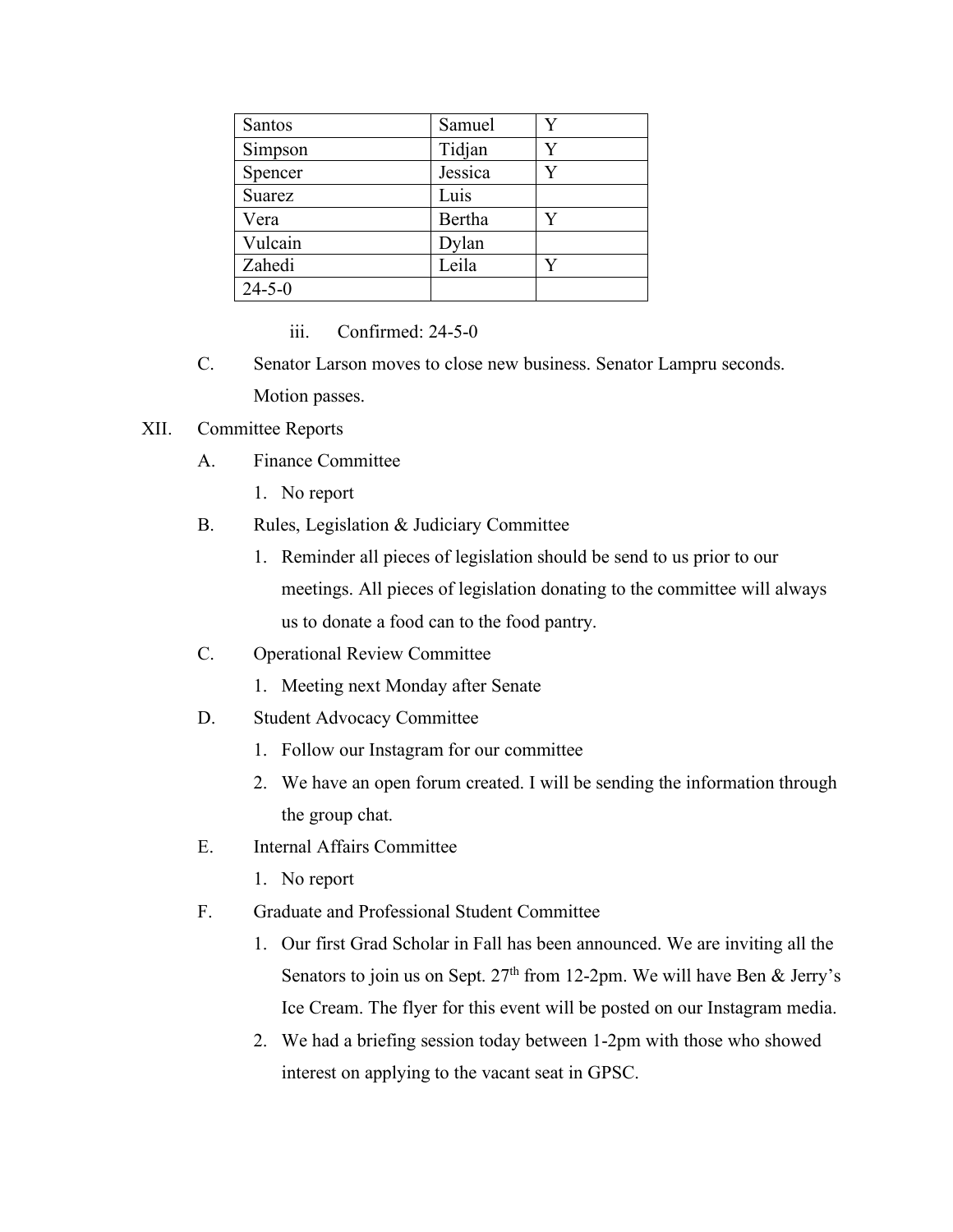| Santos | Samuel | Y |
|---|---|---|
| Simpson | Tidjan | Y |
| Spencer | Jessica | Y |
| Suarez | Luis | |
| Vera | Bertha | Y |
| Vulcain | Dylan | |
| Zahedi | Leila | Y |
| 24-5-0 | | |

iii. Confirmed: 24-5-0

C. Senator Larson moves to close new business. Senator Lampru seconds. Motion passes.

XII. Committee Reports

A. Finance Committee

1. No report

B. Rules, Legislation & Judiciary Committee

1. Reminder all pieces of legislation should be send to us prior to our meetings. All pieces of legislation donating to the committee will always us to donate a food can to the food pantry.

C. Operational Review Committee

1. Meeting next Monday after Senate

D. Student Advocacy Committee

1. Follow our Instagram for our committee
2. We have an open forum created. I will be sending the information through the group chat.

E. Internal Affairs Committee

1. No report

F. Graduate and Professional Student Committee

1. Our first Grad Scholar in Fall has been announced. We are inviting all the Senators to join us on Sept. 27th from 12-2pm. We will have Ben & Jerry's Ice Cream. The flyer for this event will be posted on our Instagram media.
2. We had a briefing session today between 1-2pm with those who showed interest on applying to the vacant seat in GPSC.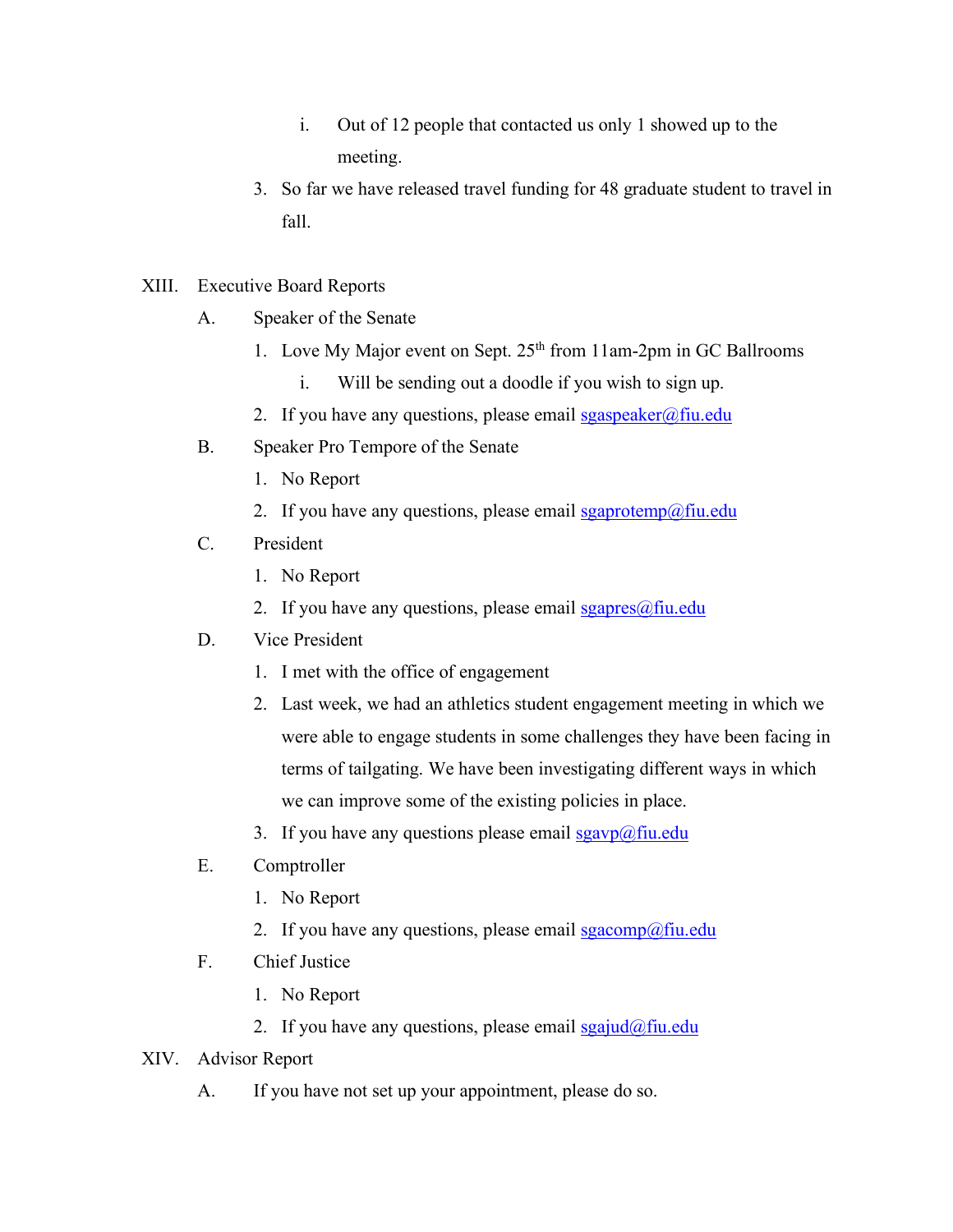i. Out of 12 people that contacted us only 1 showed up to the meeting.

3. So far we have released travel funding for 48 graduate student to travel in fall.

XIII. Executive Board Reports

A. Speaker of the Senate

1. Love My Major event on Sept. 25th from 11am-2pm in GC Ballrooms
   - i. Will be sending out a doodle if you wish to sign up.
2. If you have any questions, please email sgaspeaker@fiu.edu

B. Speaker Pro Tempore of the Senate

1. No Report
2. If you have any questions, please email sgaprotemp@fiu.edu

C. President

1. No Report
2. If you have any questions, please email sgapres@fiu.edu

D. Vice President

1. I met with the office of engagement
2. Last week, we had an athletics student engagement meeting in which we were able to engage students in some challenges they have been facing in terms of tailgating. We have been investigating different ways in which we can improve some of the existing policies in place.
3. If you have any questions please email sgavp@fiu.edu

E. Comptroller

1. No Report
2. If you have any questions, please email sgacomp@fiu.edu

F. Chief Justice

1. No Report
2. If you have any questions, please email sgajud@fiu.edu

XIV. Advisor Report

A. If you have not set up your appointment, please do so.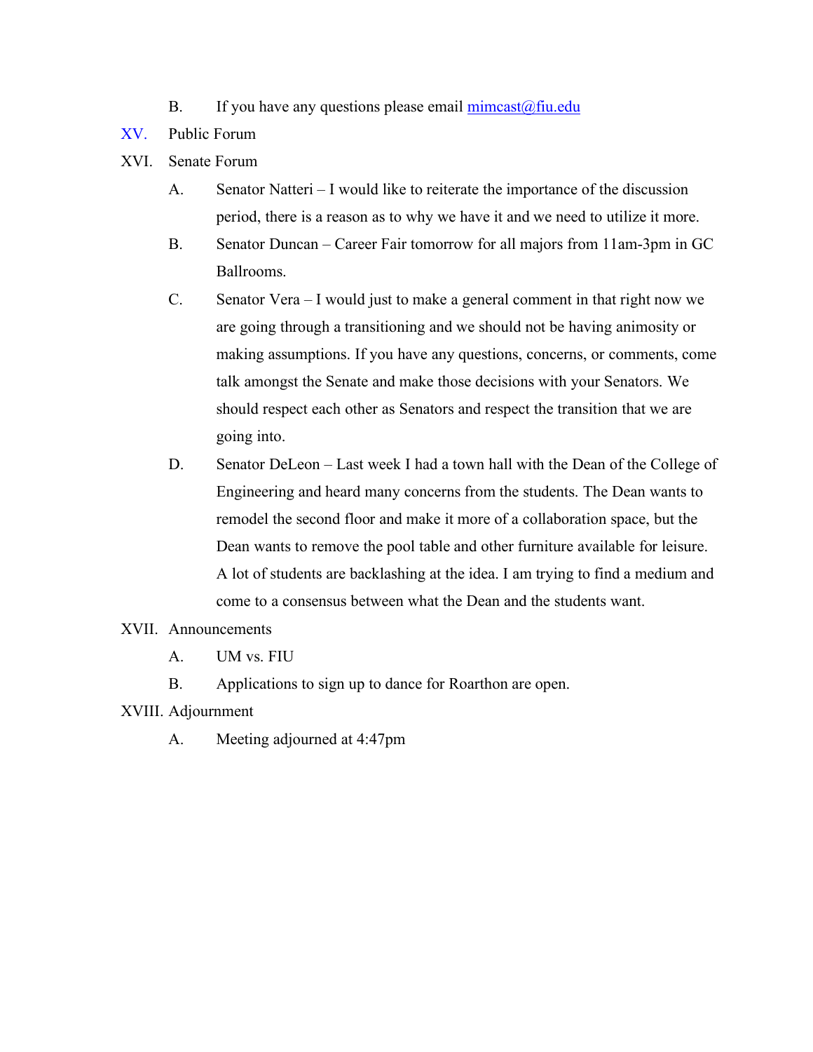B. If you have any questions please email mimcast@fiu.edu

XV. Public Forum

XVI. Senate Forum

A. Senator Natteri – I would like to reiterate the importance of the discussion period, there is a reason as to why we have it and we need to utilize it more.

B. Senator Duncan – Career Fair tomorrow for all majors from 11am-3pm in GC Ballrooms.

C. Senator Vera – I would just to make a general comment in that right now we are going through a transitioning and we should not be having animosity or making assumptions. If you have any questions, concerns, or comments, come talk amongst the Senate and make those decisions with your Senators. We should respect each other as Senators and respect the transition that we are going into.

D. Senator DeLeon – Last week I had a town hall with the Dean of the College of Engineering and heard many concerns from the students. The Dean wants to remodel the second floor and make it more of a collaboration space, but the Dean wants to remove the pool table and other furniture available for leisure. A lot of students are backlashing at the idea. I am trying to find a medium and come to a consensus between what the Dean and the students want.

XVII. Announcements

A. UM vs. FIU

B. Applications to sign up to dance for Roarthon are open.

XVIII. Adjournment

A. Meeting adjourned at 4:47pm